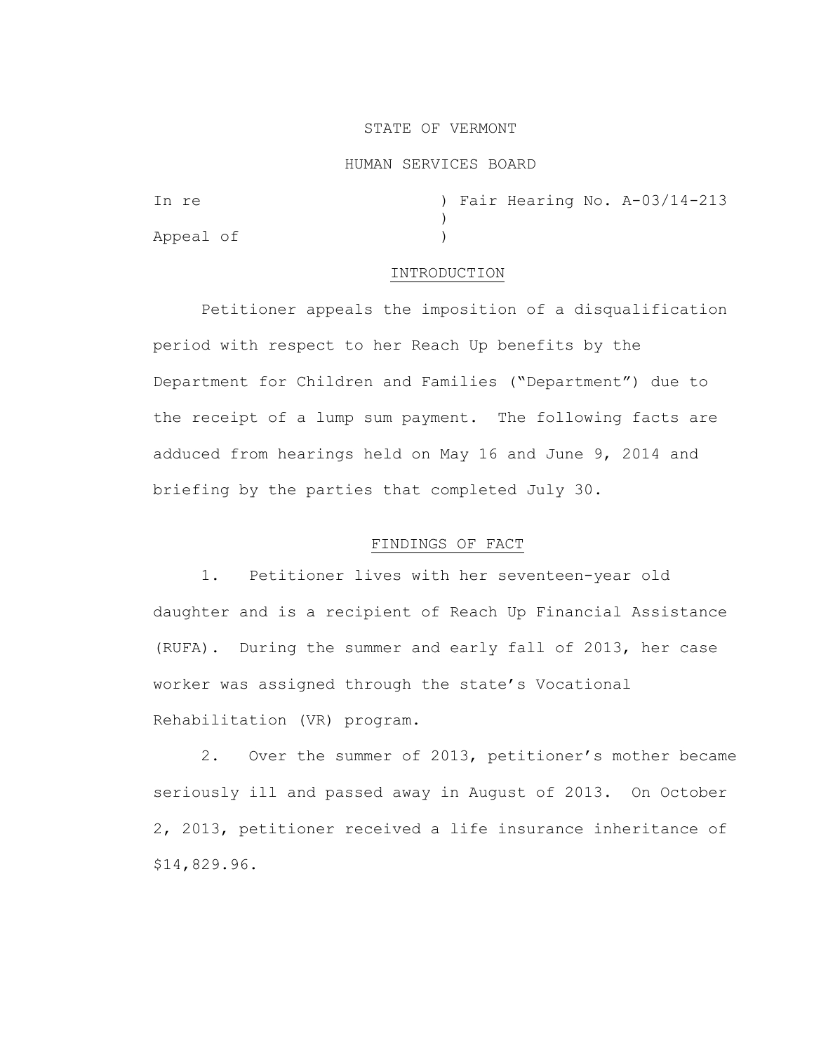STATE OF VERMONT

HUMAN SERVICES BOARD

| | |
|---|---|
| In re | ) Fair Hearing No. A-03/14-213 |
| | ) |
| Appeal of | ) |

## INTRODUCTION

Petitioner appeals the imposition of a disqualification period with respect to her Reach Up benefits by the Department for Children and Families ("Department") due to the receipt of a lump sum payment. The following facts are adduced from hearings held on May 16 and June 9, 2014 and briefing by the parties that completed July 30.

## FINDINGS OF FACT

1. Petitioner lives with her seventeen-year old daughter and is a recipient of Reach Up Financial Assistance (RUFA). During the summer and early fall of 2013, her case worker was assigned through the state's Vocational Rehabilitation (VR) program.

2. Over the summer of 2013, petitioner's mother became seriously ill and passed away in August of 2013. On October 2, 2013, petitioner received a life insurance inheritance of $14,829.96.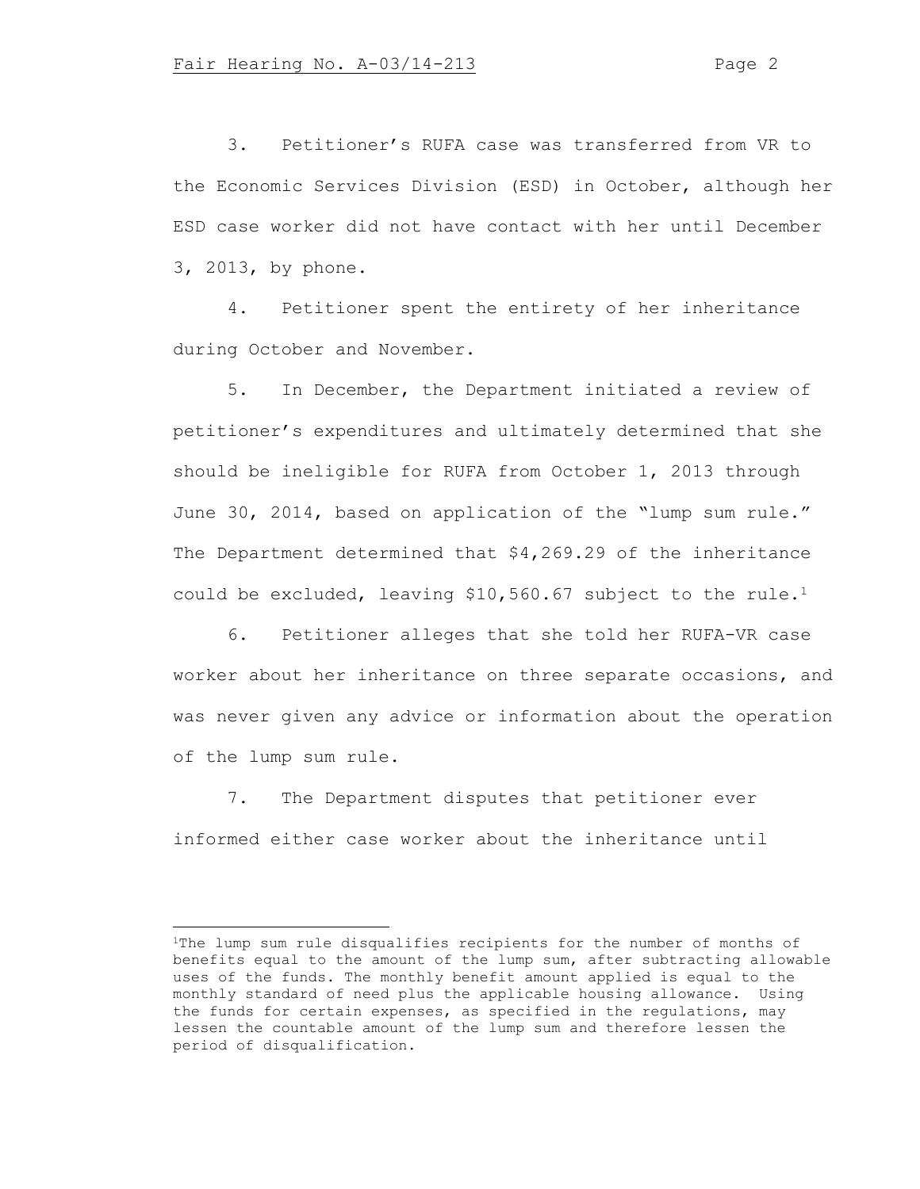3. Petitioner's RUFA case was transferred from VR to the Economic Services Division (ESD) in October, although her ESD case worker did not have contact with her until December 3, 2013, by phone.

4. Petitioner spent the entirety of her inheritance during October and November.

5. In December, the Department initiated a review of petitioner's expenditures and ultimately determined that she should be ineligible for RUFA from October 1, 2013 through June 30, 2014, based on application of the "lump sum rule." The Department determined that $4,269.29 of the inheritance could be excluded, leaving $10,560.67 subject to the rule.[1]

6. Petitioner alleges that she told her RUFA-VR case worker about her inheritance on three separate occasions, and was never given any advice or information about the operation of the lump sum rule.

7. The Department disputes that petitioner ever informed either case worker about the inheritance until

---

[1]The lump sum rule disqualifies recipients for the number of months of benefits equal to the amount of the lump sum, after subtracting allowable uses of the funds. The monthly benefit amount applied is equal to the monthly standard of need plus the applicable housing allowance. Using the funds for certain expenses, as specified in the regulations, may lessen the countable amount of the lump sum and therefore lessen the period of disqualification.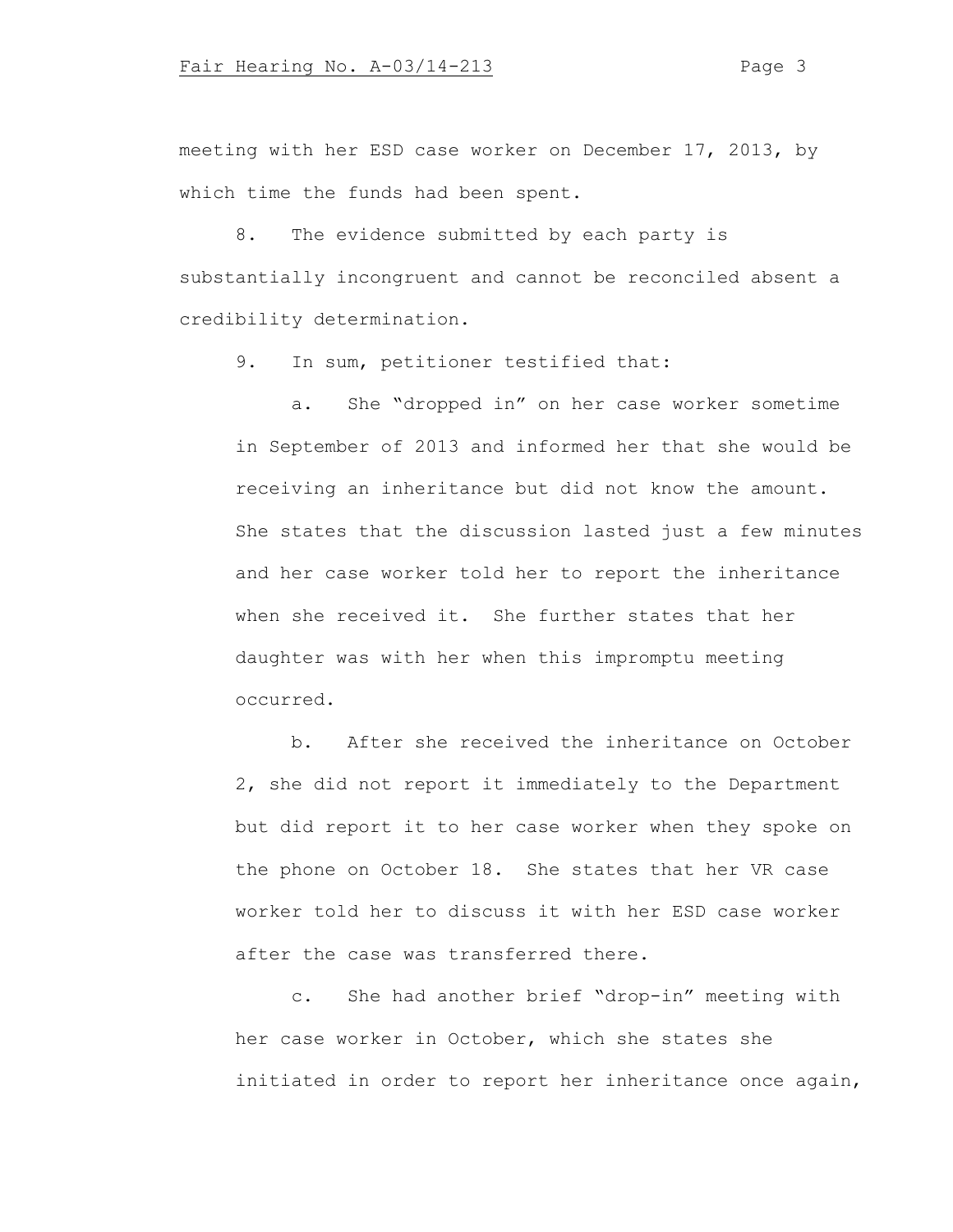meeting with her ESD case worker on December 17, 2013, by which time the funds had been spent.

8. The evidence submitted by each party is substantially incongruent and cannot be reconciled absent a credibility determination.

9. In sum, petitioner testified that:

a. She "dropped in" on her case worker sometime in September of 2013 and informed her that she would be receiving an inheritance but did not know the amount. She states that the discussion lasted just a few minutes and her case worker told her to report the inheritance when she received it. She further states that her daughter was with her when this impromptu meeting occurred.

b. After she received the inheritance on October 2, she did not report it immediately to the Department but did report it to her case worker when they spoke on the phone on October 18. She states that her VR case worker told her to discuss it with her ESD case worker after the case was transferred there.

c. She had another brief "drop-in" meeting with her case worker in October, which she states she initiated in order to report her inheritance once again,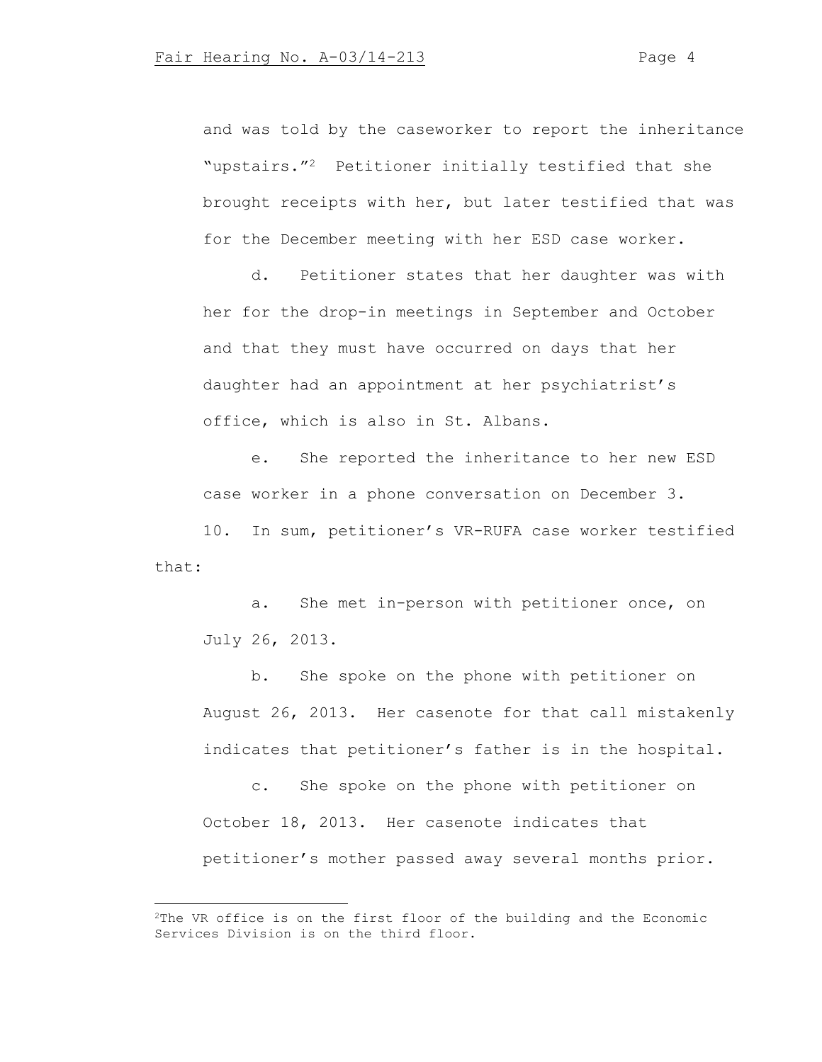and was told by the caseworker to report the inheritance "upstairs."[2] Petitioner initially testified that she brought receipts with her, but later testified that was for the December meeting with her ESD case worker.

d. Petitioner states that her daughter was with her for the drop-in meetings in September and October and that they must have occurred on days that her daughter had an appointment at her psychiatrist's office, which is also in St. Albans.

e. She reported the inheritance to her new ESD case worker in a phone conversation on December 3.

10. In sum, petitioner's VR-RUFA case worker testified that:

a. She met in-person with petitioner once, on July 26, 2013.

b. She spoke on the phone with petitioner on August 26, 2013. Her casenote for that call mistakenly indicates that petitioner's father is in the hospital.

c. She spoke on the phone with petitioner on October 18, 2013. Her casenote indicates that petitioner's mother passed away several months prior.

---

[2]The VR office is on the first floor of the building and the Economic Services Division is on the third floor.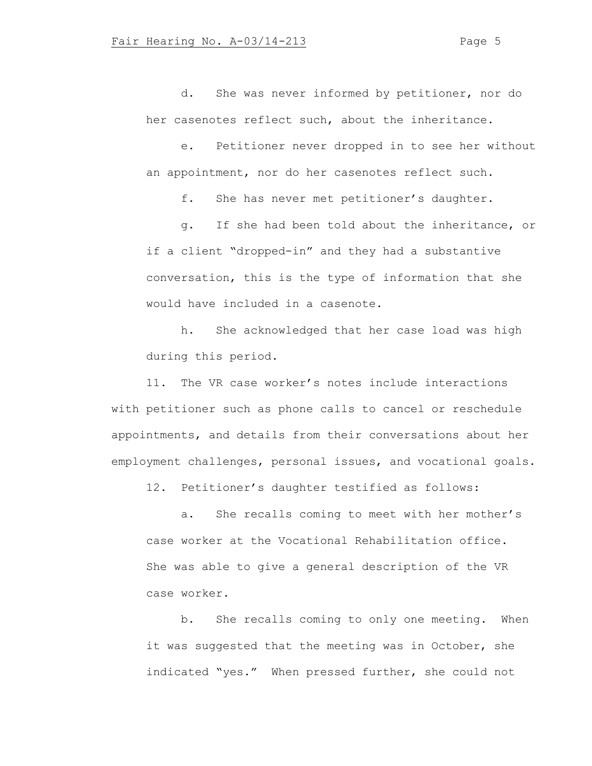d. She was never informed by petitioner, nor do her casenotes reflect such, about the inheritance.

e. Petitioner never dropped in to see her without an appointment, nor do her casenotes reflect such.

f. She has never met petitioner's daughter.

g. If she had been told about the inheritance, or if a client "dropped-in" and they had a substantive conversation, this is the type of information that she would have included in a casenote.

h. She acknowledged that her case load was high during this period.

11. The VR case worker's notes include interactions with petitioner such as phone calls to cancel or reschedule appointments, and details from their conversations about her employment challenges, personal issues, and vocational goals.

12. Petitioner's daughter testified as follows:

a. She recalls coming to meet with her mother's case worker at the Vocational Rehabilitation office. She was able to give a general description of the VR case worker.

b. She recalls coming to only one meeting. When it was suggested that the meeting was in October, she indicated "yes." When pressed further, she could not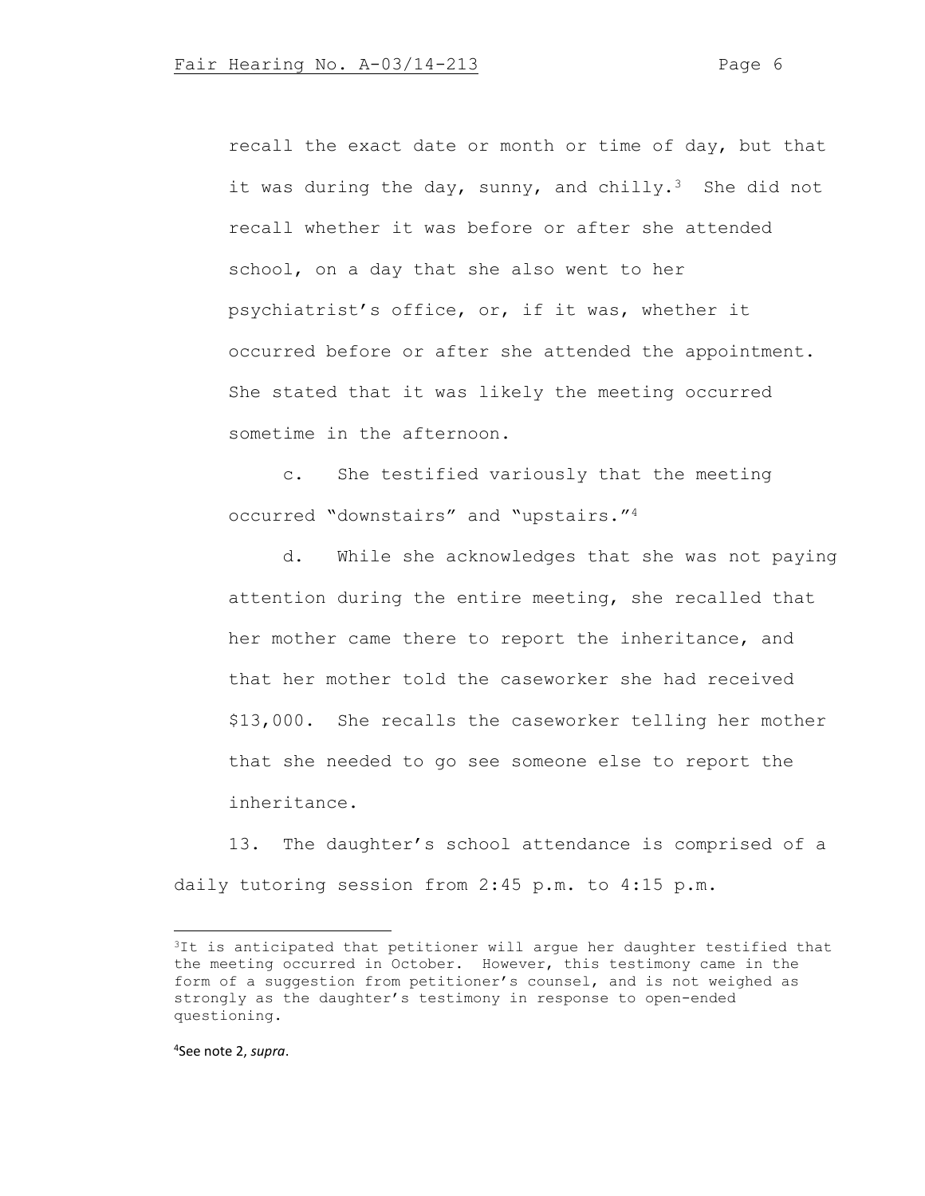recall the exact date or month or time of day, but that it was during the day, sunny, and chilly.[3] She did not recall whether it was before or after she attended school, on a day that she also went to her psychiatrist's office, or, if it was, whether it occurred before or after she attended the appointment. She stated that it was likely the meeting occurred sometime in the afternoon.

c. She testified variously that the meeting occurred "downstairs" and "upstairs."[4]

d. While she acknowledges that she was not paying attention during the entire meeting, she recalled that her mother came there to report the inheritance, and that her mother told the caseworker she had received $13,000. She recalls the caseworker telling her mother that she needed to go see someone else to report the inheritance.

13. The daughter's school attendance is comprised of a daily tutoring session from 2:45 p.m. to 4:15 p.m.

---

[3]It is anticipated that petitioner will argue her daughter testified that the meeting occurred in October. However, this testimony came in the form of a suggestion from petitioner's counsel, and is not weighed as strongly as the daughter's testimony in response to open-ended questioning.

[4]See note 2, *supra*.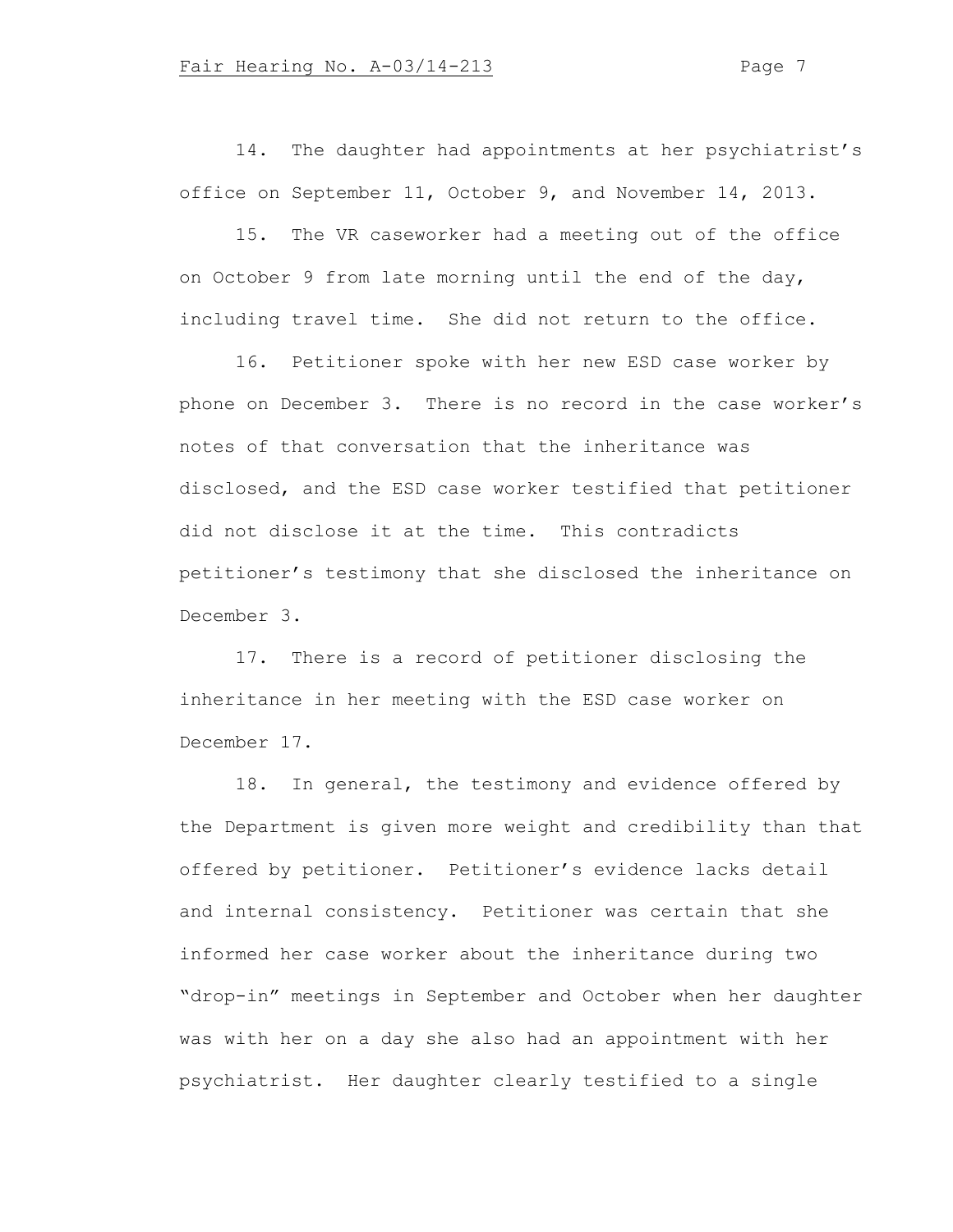14. The daughter had appointments at her psychiatrist's office on September 11, October 9, and November 14, 2013.

15. The VR caseworker had a meeting out of the office on October 9 from late morning until the end of the day, including travel time. She did not return to the office.

16. Petitioner spoke with her new ESD case worker by phone on December 3. There is no record in the case worker's notes of that conversation that the inheritance was disclosed, and the ESD case worker testified that petitioner did not disclose it at the time. This contradicts petitioner's testimony that she disclosed the inheritance on December 3.

17. There is a record of petitioner disclosing the inheritance in her meeting with the ESD case worker on December 17.

18. In general, the testimony and evidence offered by the Department is given more weight and credibility than that offered by petitioner. Petitioner's evidence lacks detail and internal consistency. Petitioner was certain that she informed her case worker about the inheritance during two "drop-in" meetings in September and October when her daughter was with her on a day she also had an appointment with her psychiatrist. Her daughter clearly testified to a single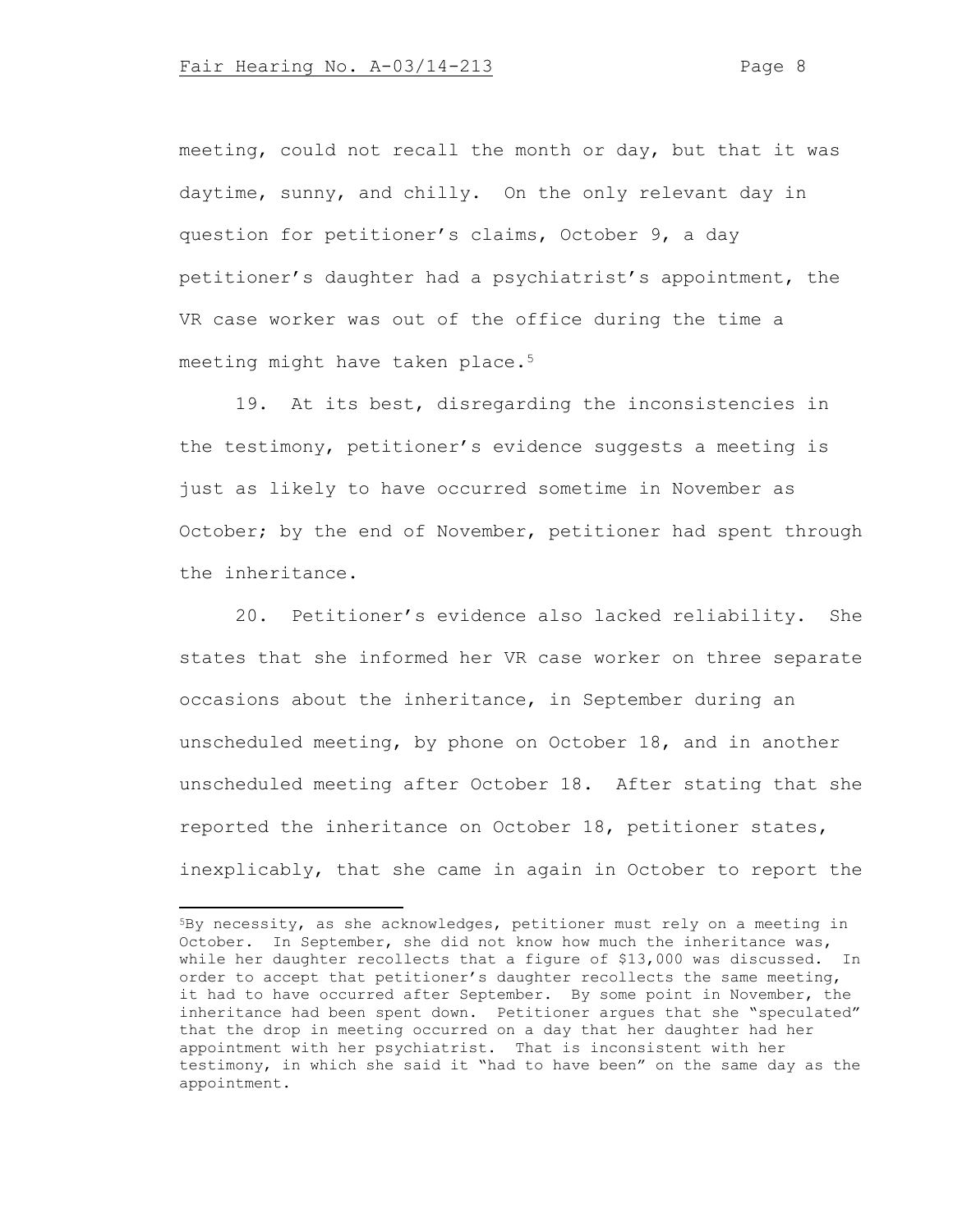meeting, could not recall the month or day, but that it was daytime, sunny, and chilly. On the only relevant day in question for petitioner's claims, October 9, a day petitioner's daughter had a psychiatrist's appointment, the VR case worker was out of the office during the time a meeting might have taken place.[5]

19. At its best, disregarding the inconsistencies in the testimony, petitioner's evidence suggests a meeting is just as likely to have occurred sometime in November as October; by the end of November, petitioner had spent through the inheritance.

20. Petitioner's evidence also lacked reliability. She states that she informed her VR case worker on three separate occasions about the inheritance, in September during an unscheduled meeting, by phone on October 18, and in another unscheduled meeting after October 18. After stating that she reported the inheritance on October 18, petitioner states, inexplicably, that she came in again in October to report the

---

[5]By necessity, as she acknowledges, petitioner must rely on a meeting in October. In September, she did not know how much the inheritance was, while her daughter recollects that a figure of $13,000 was discussed. In order to accept that petitioner's daughter recollects the same meeting, it had to have occurred after September. By some point in November, the inheritance had been spent down. Petitioner argues that she "speculated" that the drop in meeting occurred on a day that her daughter had her appointment with her psychiatrist. That is inconsistent with her testimony, in which she said it "had to have been" on the same day as the appointment.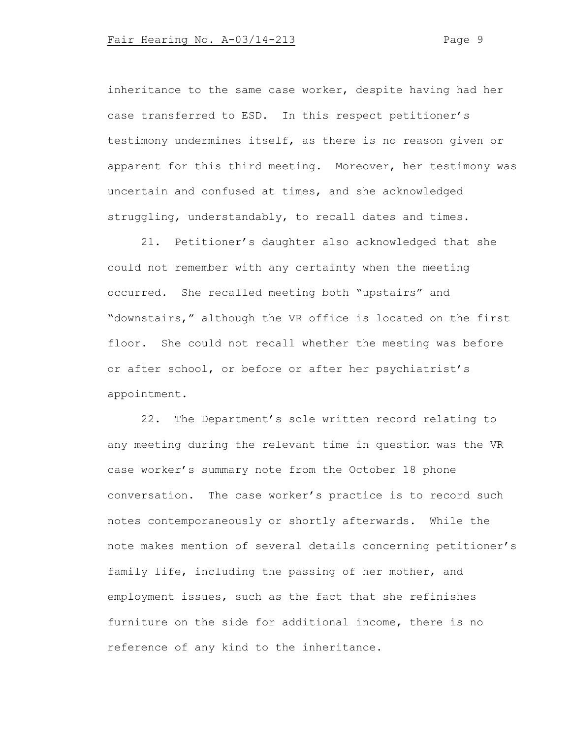inheritance to the same case worker, despite having had her case transferred to ESD. In this respect petitioner's testimony undermines itself, as there is no reason given or apparent for this third meeting. Moreover, her testimony was uncertain and confused at times, and she acknowledged struggling, understandably, to recall dates and times.

21. Petitioner's daughter also acknowledged that she could not remember with any certainty when the meeting occurred. She recalled meeting both "upstairs" and "downstairs," although the VR office is located on the first floor. She could not recall whether the meeting was before or after school, or before or after her psychiatrist's appointment.

22. The Department's sole written record relating to any meeting during the relevant time in question was the VR case worker's summary note from the October 18 phone conversation. The case worker's practice is to record such notes contemporaneously or shortly afterwards. While the note makes mention of several details concerning petitioner's family life, including the passing of her mother, and employment issues, such as the fact that she refinishes furniture on the side for additional income, there is no reference of any kind to the inheritance.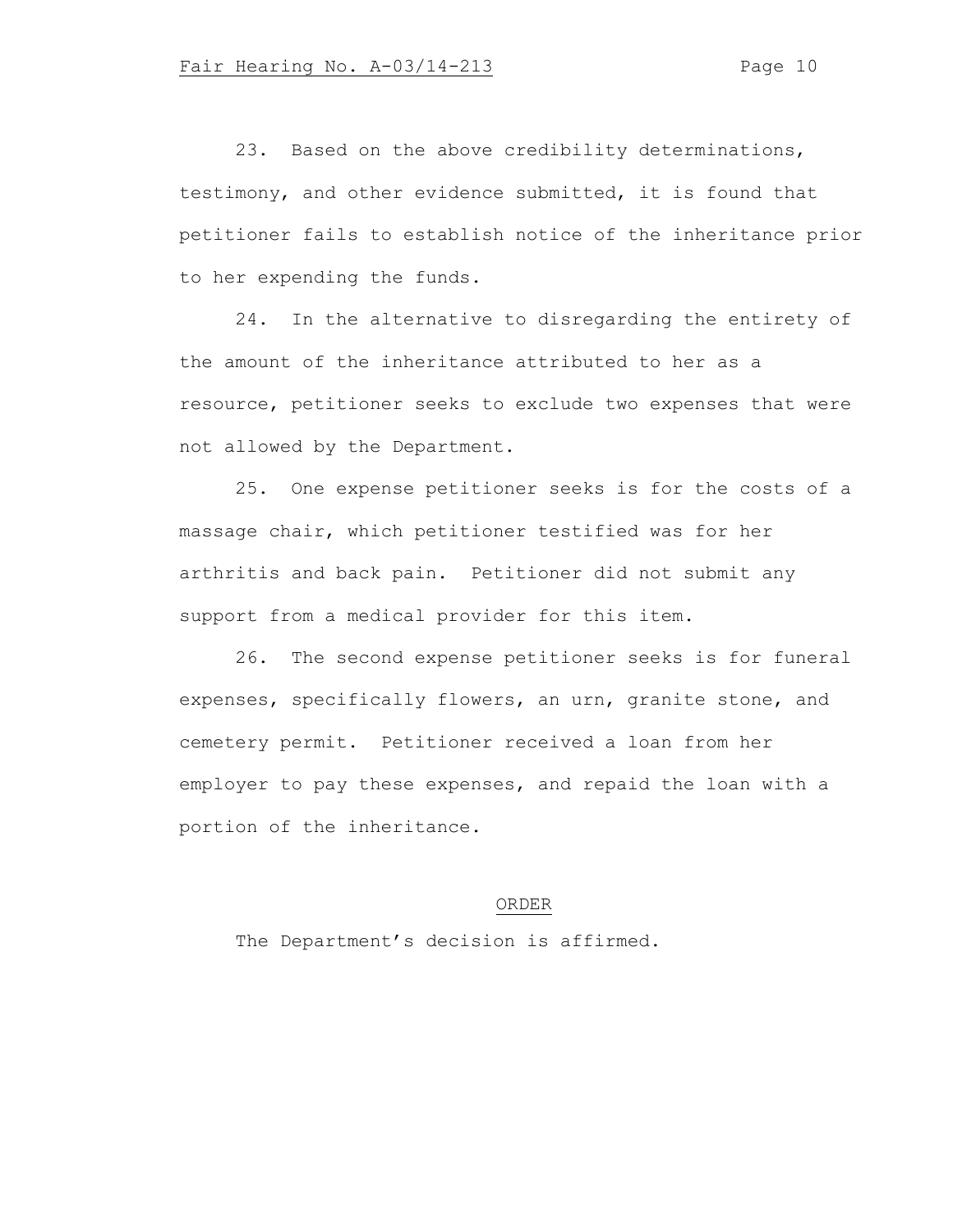23. Based on the above credibility determinations, testimony, and other evidence submitted, it is found that petitioner fails to establish notice of the inheritance prior to her expending the funds.

24. In the alternative to disregarding the entirety of the amount of the inheritance attributed to her as a resource, petitioner seeks to exclude two expenses that were not allowed by the Department.

25. One expense petitioner seeks is for the costs of a massage chair, which petitioner testified was for her arthritis and back pain. Petitioner did not submit any support from a medical provider for this item.

26. The second expense petitioner seeks is for funeral expenses, specifically flowers, an urn, granite stone, and cemetery permit. Petitioner received a loan from her employer to pay these expenses, and repaid the loan with a portion of the inheritance.

## ORDER

The Department's decision is affirmed.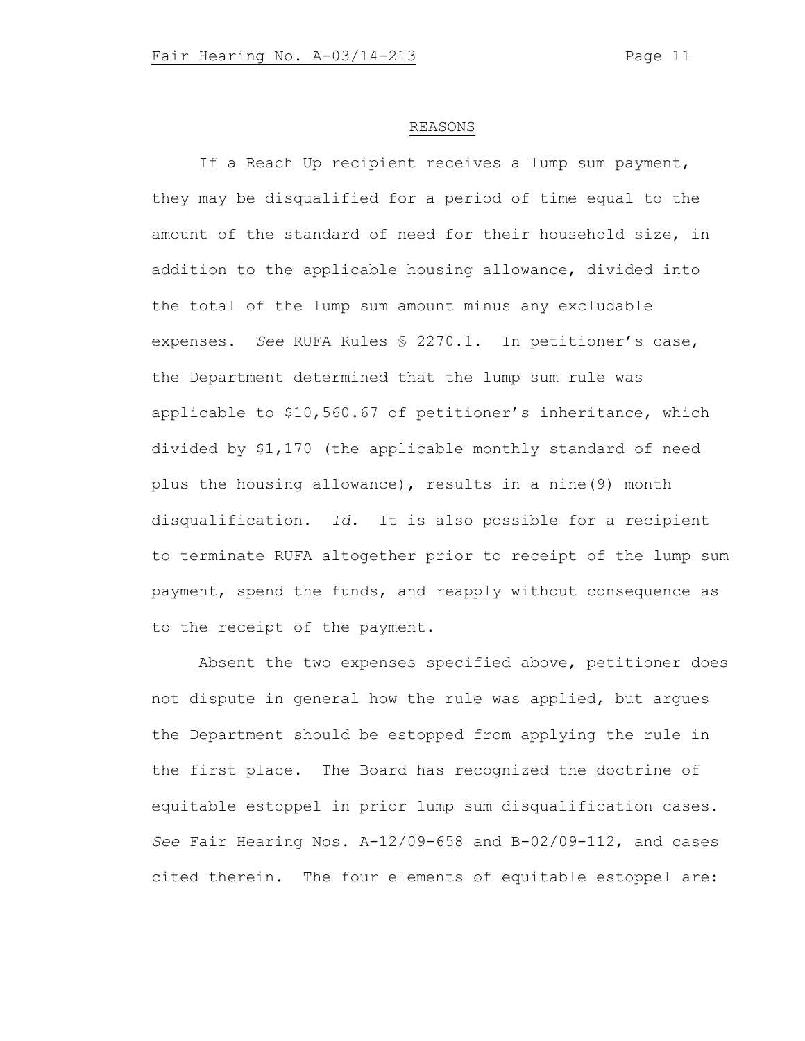## REASONS

If a Reach Up recipient receives a lump sum payment, they may be disqualified for a period of time equal to the amount of the standard of need for their household size, in addition to the applicable housing allowance, divided into the total of the lump sum amount minus any excludable expenses. *See* RUFA Rules § 2270.1. In petitioner's case, the Department determined that the lump sum rule was applicable to $10,560.67 of petitioner's inheritance, which divided by $1,170 (the applicable monthly standard of need plus the housing allowance), results in a nine(9) month disqualification. *Id.* It is also possible for a recipient to terminate RUFA altogether prior to receipt of the lump sum payment, spend the funds, and reapply without consequence as to the receipt of the payment.

Absent the two expenses specified above, petitioner does not dispute in general how the rule was applied, but argues the Department should be estopped from applying the rule in the first place. The Board has recognized the doctrine of equitable estoppel in prior lump sum disqualification cases. *See* Fair Hearing Nos. A-12/09-658 and B-02/09-112, and cases cited therein. The four elements of equitable estoppel are: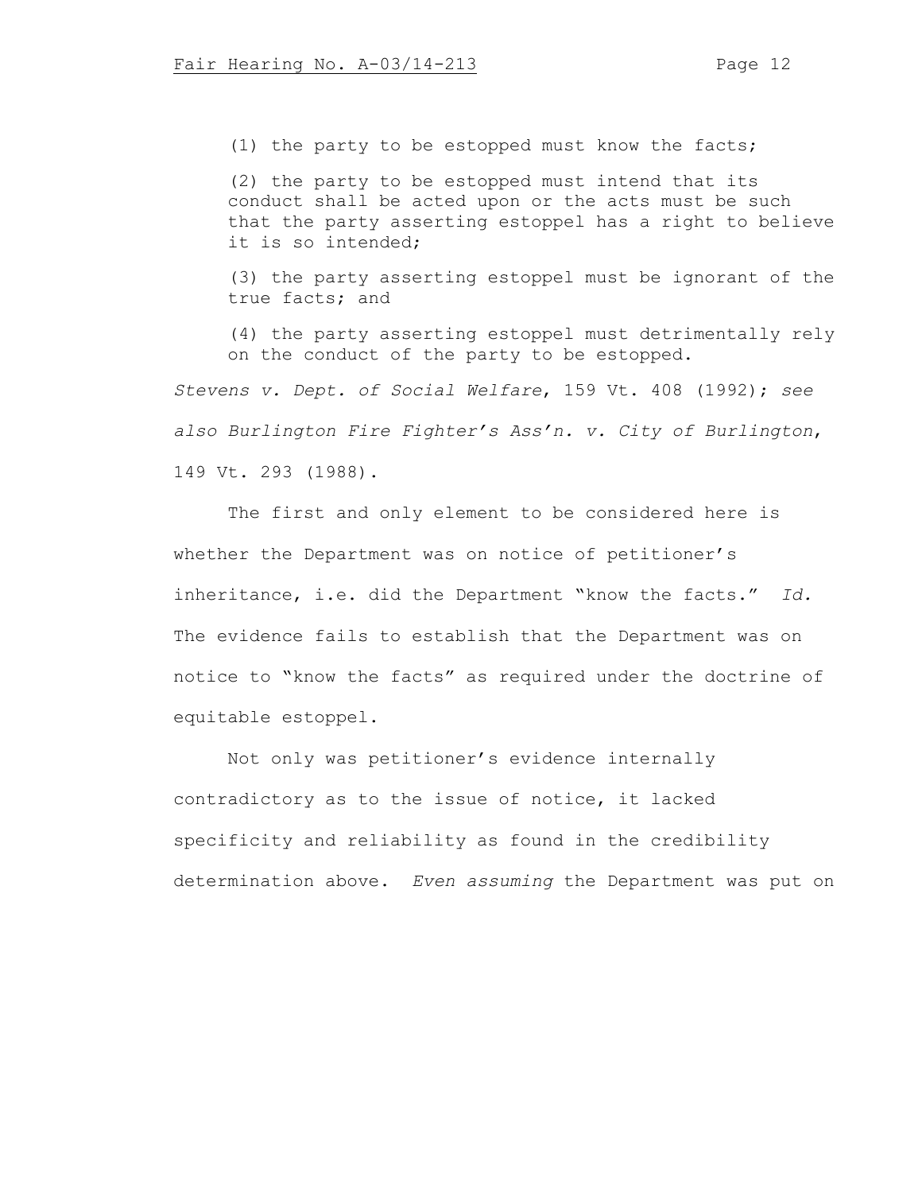(1) the party to be estopped must know the facts;

(2) the party to be estopped must intend that its conduct shall be acted upon or the acts must be such that the party asserting estoppel has a right to believe it is so intended;

(3) the party asserting estoppel must be ignorant of the true facts; and

(4) the party asserting estoppel must detrimentally rely on the conduct of the party to be estopped.

*Stevens v. Dept. of Social Welfare*, 159 Vt. 408 (1992); *see also Burlington Fire Fighter's Ass'n. v. City of Burlington*, 149 Vt. 293 (1988).

The first and only element to be considered here is whether the Department was on notice of petitioner's inheritance, i.e. did the Department "know the facts." *Id.* The evidence fails to establish that the Department was on notice to "know the facts" as required under the doctrine of equitable estoppel.

Not only was petitioner's evidence internally contradictory as to the issue of notice, it lacked specificity and reliability as found in the credibility determination above. *Even assuming* the Department was put on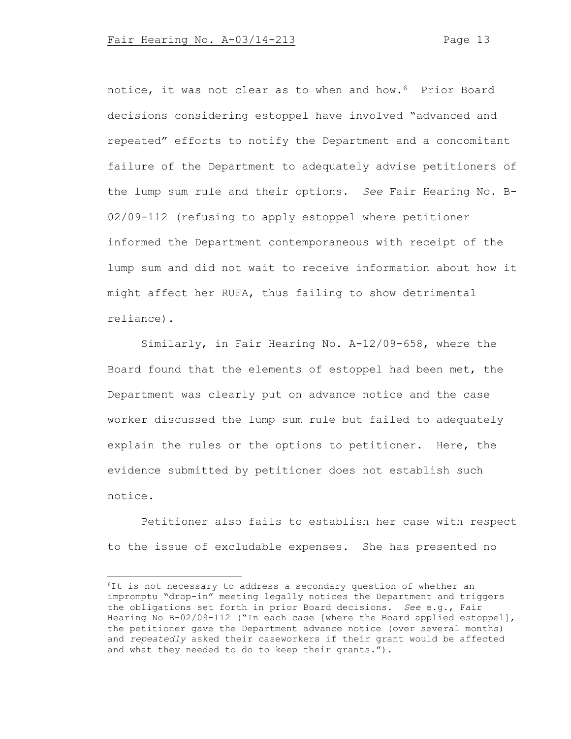notice, it was not clear as to when and how.[6] Prior Board decisions considering estoppel have involved "advanced and repeated" efforts to notify the Department and a concomitant failure of the Department to adequately advise petitioners of the lump sum rule and their options. *See* Fair Hearing No. B-02/09-112 (refusing to apply estoppel where petitioner informed the Department contemporaneous with receipt of the lump sum and did not wait to receive information about how it might affect her RUFA, thus failing to show detrimental reliance).

Similarly, in Fair Hearing No. A-12/09-658, where the Board found that the elements of estoppel had been met, the Department was clearly put on advance notice and the case worker discussed the lump sum rule but failed to adequately explain the rules or the options to petitioner. Here, the evidence submitted by petitioner does not establish such notice.

Petitioner also fails to establish her case with respect to the issue of excludable expenses. She has presented no

---

[6]It is not necessary to address a secondary question of whether an impromptu "drop-in" meeting legally notices the Department and triggers the obligations set forth in prior Board decisions. *See* e.g., Fair Hearing No B-02/09-112 ("In each case [where the Board applied estoppel], the petitioner gave the Department advance notice (over several months) and *repeatedly* asked their caseworkers if their grant would be affected and what they needed to do to keep their grants.").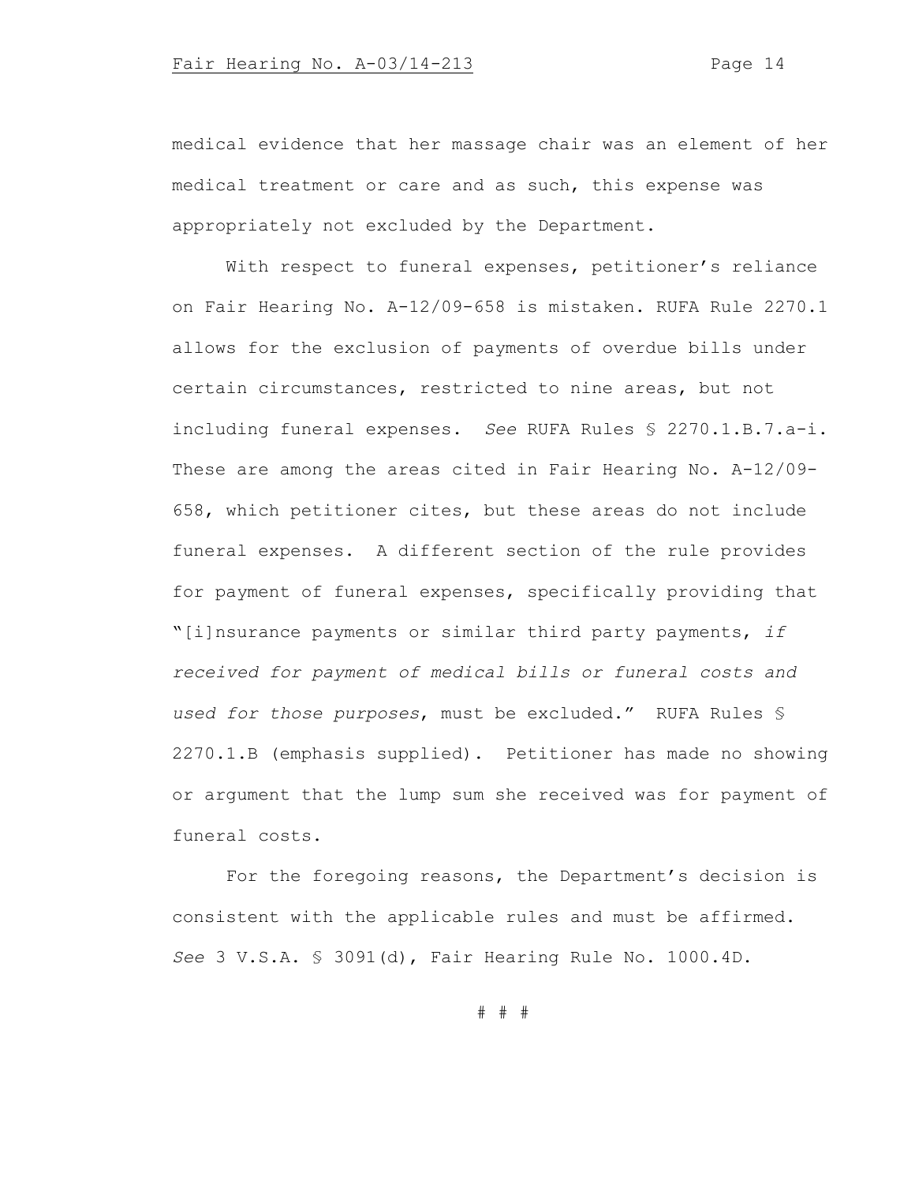medical evidence that her massage chair was an element of her medical treatment or care and as such, this expense was appropriately not excluded by the Department.

With respect to funeral expenses, petitioner's reliance on Fair Hearing No. A-12/09-658 is mistaken. RUFA Rule 2270.1 allows for the exclusion of payments of overdue bills under certain circumstances, restricted to nine areas, but not including funeral expenses. *See* RUFA Rules § 2270.1.B.7.a-i. These are among the areas cited in Fair Hearing No. A-12/09-658, which petitioner cites, but these areas do not include funeral expenses. A different section of the rule provides for payment of funeral expenses, specifically providing that "[i]nsurance payments or similar third party payments, *if received for payment of medical bills or funeral costs and used for those purposes*, must be excluded." RUFA Rules § 2270.1.B (emphasis supplied). Petitioner has made no showing or argument that the lump sum she received was for payment of funeral costs.

For the foregoing reasons, the Department's decision is consistent with the applicable rules and must be affirmed. *See* 3 V.S.A. § 3091(d), Fair Hearing Rule No. 1000.4D.

# # #